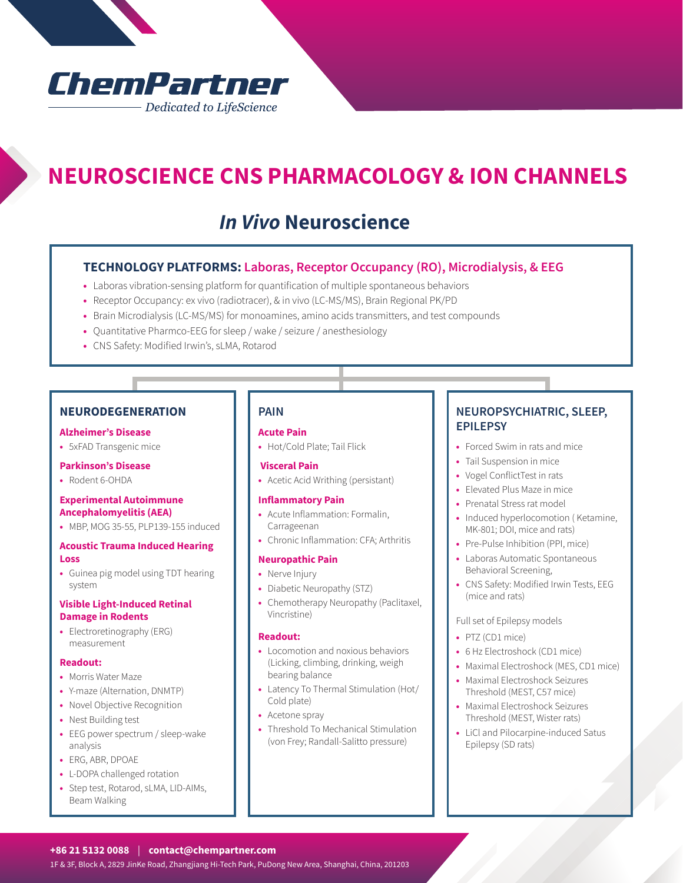ChemPartner

*Dedicated to LifeScience*

# NEUROSCIENCE CNS PHARMACOLOGY & ION CHANNELS

## *In Vivo* Neuroscience

**TECHNOLOGY PLATFORMS: Laboras, Receptor Occupancy (RO), Microdialysis, & EEG**

- Laboras vibration-sensing platform for quantification of multiple spontaneous behaviors
- Receptor Occupancy: ex vivo (radiotracer), & in vivo (LC-MS/MS), Brain Regional PK/PD
- Brain Microdialysis (LC-MS/MS) for monoamines, amino acids transmitters, and test compounds
- Quantitative Pharmco-EEG for sleep / wake / seizure / anesthesiology
- CNS Safety: Modified Irwin's, sLMA, Rotarod

### NEURODEGENERATION

**Alzheimer's Disease**

- 5xFAD Transgenic mice

**Parkinson's Disease**

- Rodent 6-OHDA

**Experimental Autoimmune Ancephalomyelitis (AEA)**

- MBP, MOG 35-55, PLP139-155 induced

**Acoustic Trauma Induced Hearing Loss**

- Guinea pig model using TDT hearing system

**Visible Light-Induced Retinal Damage in Rodents**

- Electroretinography (ERG) measurement

**Readout:**

- Morris Water Maze
- Y-maze (Alternation, DNMTP)
- Novel Objective Recognition
- Nest Building test
- EEG power spectrum / sleep-wake analysis
- ERG, ABR, DPOAE
- L-DOPA challenged rotation
- Step test, Rotarod, sLMA, LID-AIMs, Beam Walking

### PAIN

**Acute Pain**

- Hot/Cold Plate; Tail Flick

**Visceral Pain**

- Acetic Acid Writhing (persistant)

**Inflammatory Pain**

- Acute Inflammation: Formalin, Carrageenan
- Chronic Inflammation: CFA; Arthritis

**Neuropathic Pain**

- Nerve Injury
- Diabetic Neuropathy (STZ)
- Chemotherapy Neuropathy (Paclitaxel, Vincristine)

**Readout:**

- Locomotion and noxious behaviors (Licking, climbing, drinking, weigh bearing balance
- Latency To Thermal Stimulation (Hot/Cold plate)
- Acetone spray
- Threshold To Mechanical Stimulation (von Frey; Randall-Salitto pressure)

### NEUROPSYCHIATRIC, SLEEP, EPILEPSY

- Forced Swim in rats and mice
- Tail Suspension in mice
- Vogel ConflictTest in rats
- Elevated Plus Maze in mice
- Prenatal Stress rat model
- Induced hyperlocomotion ( Ketamine, MK-801; DOI, mice and rats)
- Pre-Pulse Inhibition (PPI, mice)
- Laboras Automatic Spontaneous Behavioral Screening,
- CNS Safety: Modified Irwin Tests, EEG (mice and rats)

Full set of Epilepsy models

- PTZ (CD1 mice)
- 6 Hz Electroshock (CD1 mice)
- Maximal Electroshock (MES, CD1 mice)
- Maximal Electroshock Seizures Threshold (MEST, C57 mice)
- Maximal Electroshock Seizures Threshold (MEST, Wister rats)
- LiCl and Pilocarpine-induced Satus Epilepsy (SD rats)

**+86 21 5132 0088** | **contact@chempartner.com**

1F & 3F, Block A, 2829 JinKe Road, Zhangjiang Hi-Tech Park, PuDong New Area, Shanghai, China, 201203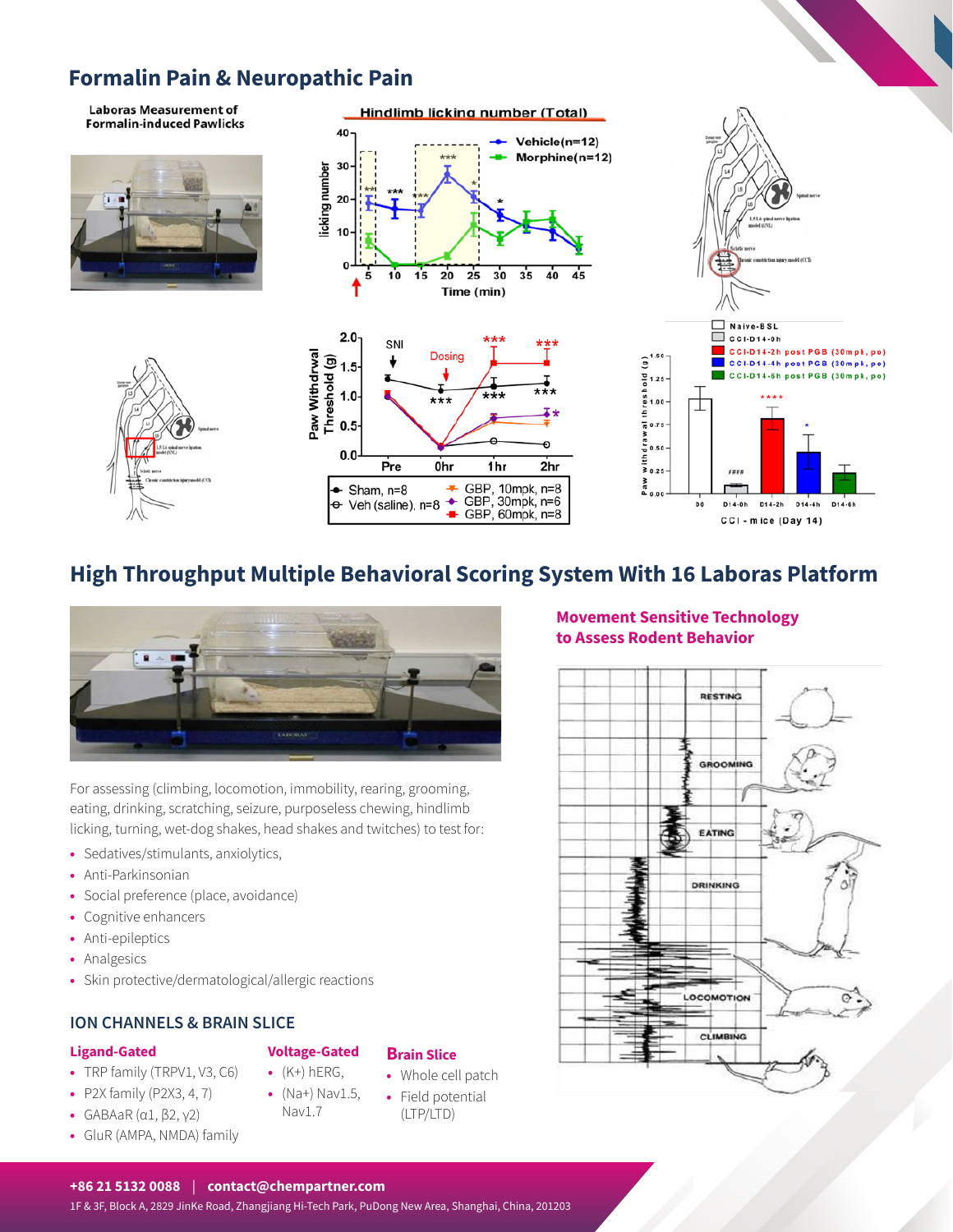## Formalin Pain & Neuropathic Pain

Laboras Measurement of Formalin-induced Pawlicks

Hindlimb licking number (Total)

licking number

Vehicle(n=12)

Morphine(n=12)

Time (min)

SNI

Dosing

Paw Withdrwal Threshold (g)

Sham, n=8

Veh (saline), n=8

GBP, 10mpk, n=8

GBP, 30mpk, n=6

GBP, 60mpk, n=8

Naive-BSL

CCI-D14-0h

CCI-D14-2h post PGB (30mpk, po)

CCI-D14-4h post PGB (30mpk, po)

CCI-D14-6h post PGB (30mpk, po)

Paw withdrawal threshold (g)

CCI - mice (Day 14)

## High Throughput Multiple Behavioral Scoring System With 16 Laboras Platform

For assessing (climbing, locomotion, immobility, rearing, grooming, eating, drinking, scratching, seizure, purposeless chewing, hindlimb licking, turning, wet-dog shakes, head shakes and twitches) to test for:

- Sedatives/stimulants, anxiolytics,
- Anti-Parkinsonian
- Social preference (place, avoidance)
- Cognitive enhancers
- Anti-epileptics
- Analgesics
- Skin protective/dermatological/allergic reactions

### Movement Sensitive Technology to Assess Rodent Behavior

RESTING

GROOMING

EATING

DRINKING

LOCOMOTION

CLIMBING

### ION CHANNELS & BRAIN SLICE

**Ligand-Gated**

- TRP family (TRPV1, V3, C6)
- P2X family (P2X3, 4, 7)
- GABAaR (α1, β2, γ2)
- GluR (AMPA, NMDA) family

**Voltage-Gated**

- (K+) hERG,
- (Na+) Nav1.5, Nav1.7

**Brain Slice**

- Whole cell patch
- Field potential (LTP/LTD)

**+86 21 5132 0088** | **contact@chempartner.com**

1F & 3F, Block A, 2829 JinKe Road, Zhangjiang Hi-Tech Park, PuDong New Area, Shanghai, China, 201203